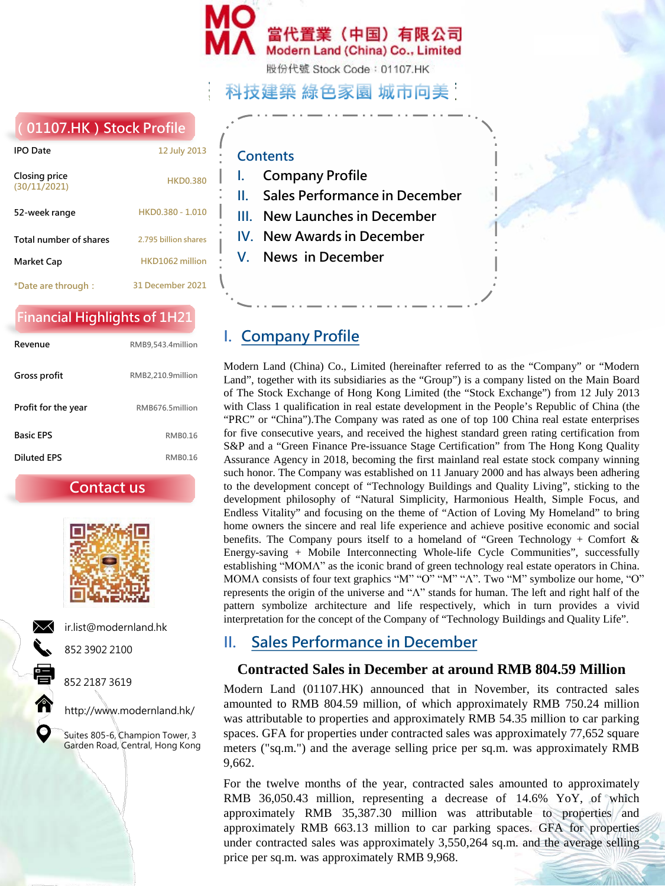# 當代置業（中国）有限公司
## Modern Land (China) Co., Limited

股份代號 Stock Code：01107.HK

科技建築 綠色家園 城市向美

## ( 01107.HK ) Stock Profile

| | |
|---|---|
| IPO Date | 12 July 2013 |
| Closing price (30/11/2021) | HKD0.380 |
| 52-week range | HKD0.380 - 1.010 |
| Total number of shares | 2.795 billion shares |
| Market Cap | HKD1062 million |
| *Date are through： | 31 December 2021 |

## Financial Highlights of 1H21

| | |
|---|---|
| Revenue | RMB9,543.4million |
| Gross profit | RMB2,210.9million |
| Profit for the year | RMB676.5million |
| Basic EPS | RMB0.16 |
| Diluted EPS | RMB0.16 |

## Contact us

ir.list@modernland.hk

852 3902 2100

852 2187 3619

http://www.modernland.hk/

Suites 805-6, Champion Tower, 3 Garden Road, Central, Hong Kong

**Contents**

I. Company Profile
II. Sales Performance in December
III. New Launches in December
IV. New Awards in December
V. News in December

## I. Company Profile

Modern Land (China) Co., Limited (hereinafter referred to as the "Company" or "Modern Land", together with its subsidiaries as the "Group") is a company listed on the Main Board of The Stock Exchange of Hong Kong Limited (the "Stock Exchange") from 12 July 2013 with Class 1 qualification in real estate development in the People's Republic of China (the "PRC" or "China").The Company was rated as one of top 100 China real estate enterprises for five consecutive years, and received the highest standard green rating certification from S&P and a "Green Finance Pre-issuance Stage Certification" from The Hong Kong Quality Assurance Agency in 2018, becoming the first mainland real estate stock company winning such honor. The Company was established on 11 January 2000 and has always been adhering to the development concept of "Technology Buildings and Quality Living", sticking to the development philosophy of "Natural Simplicity, Harmonious Health, Single Focus, and Endless Vitality" and focusing on the theme of "Action of Loving My Homeland" to bring home owners the sincere and real life experience and achieve positive economic and social benefits. The Company pours itself to a homeland of "Green Technology + Comfort & Energy-saving + Mobile Interconnecting Whole-life Cycle Communities", successfully establishing "MOMΛ" as the iconic brand of green technology real estate operators in China. MOMΛ consists of four text graphics "M" "O" "M" "Λ". Two "M" symbolize our home, "O" represents the origin of the universe and "Λ" stands for human. The left and right half of the pattern symbolize architecture and life respectively, which in turn provides a vivid interpretation for the concept of the Company of "Technology Buildings and Quality Life".

## II. Sales Performance in December

### Contracted Sales in December at around RMB 804.59 Million

Modern Land (01107.HK) announced that in November, its contracted sales amounted to RMB 804.59 million, of which approximately RMB 750.24 million was attributable to properties and approximately RMB 54.35 million to car parking spaces. GFA for properties under contracted sales was approximately 77,652 square meters ("sq.m.") and the average selling price per sq.m. was approximately RMB 9,662.

For the twelve months of the year, contracted sales amounted to approximately RMB 36,050.43 million, representing a decrease of 14.6% YoY, of which approximately RMB 35,387.30 million was attributable to properties and approximately RMB 663.13 million to car parking spaces. GFA for properties under contracted sales was approximately 3,550,264 sq.m. and the average selling price per sq.m. was approximately RMB 9,968.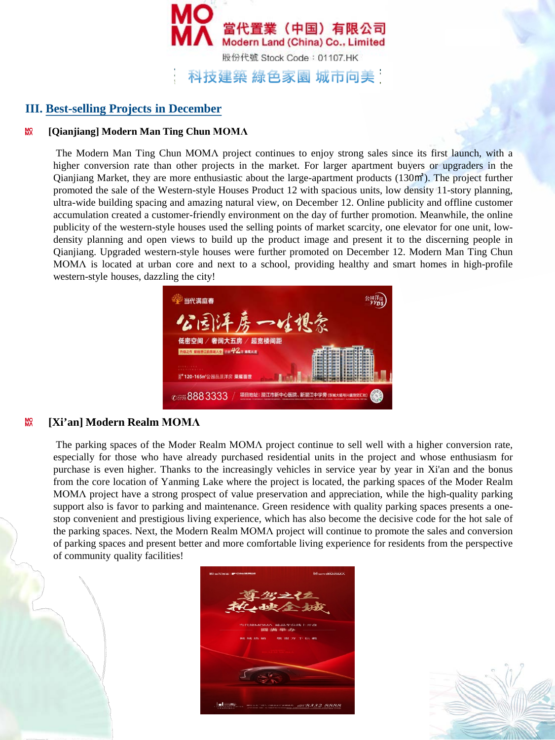## III. Best-selling Projects in December

**[Qianjiang] Modern Man Ting Chun MOMΛ**

The Modern Man Ting Chun MOMΛ project continues to enjoy strong sales since its first launch, with a higher conversion rate than other projects in the market. For larger apartment buyers or upgraders in the Qianjiang Market, they are more enthusiastic about the large-apartment products (130㎡). The project further promoted the sale of the Western-style Houses Product 12 with spacious units, low density 11-story planning, ultra-wide building spacing and amazing natural view, on December 12. Online publicity and offline customer accumulation created a customer-friendly environment on the day of further promotion. Meanwhile, the online publicity of the western-style houses used the selling points of market scarcity, one elevator for one unit, low-density planning and open views to build up the product image and present it to the discerning people in Qianjiang. Upgraded western-style houses were further promoted on December 12. Modern Man Ting Chun MOMΛ is located at urban core and next to a school, providing healthy and smart homes in high-profile western-style houses, dazzling the city!

**[Xi'an] Modern Realm MOMΛ**

The parking spaces of the Moder Realm MOMΛ project continue to sell well with a higher conversion rate, especially for those who have already purchased residential units in the project and whose enthusiasm for purchase is even higher. Thanks to the increasingly vehicles in service year by year in Xi'an and the bonus from the core location of Yanming Lake where the project is located, the parking spaces of the Moder Realm MOMΛ project have a strong prospect of value preservation and appreciation, while the high-quality parking support also is favor to parking and maintenance. Green residence with quality parking spaces presents a one-stop convenient and prestigious living experience, which has also become the decisive code for the hot sale of the parking spaces. Next, the Modern Realm MOMΛ project will continue to promote the sales and conversion of parking spaces and present better and more comfortable living experience for residents from the perspective of community quality facilities!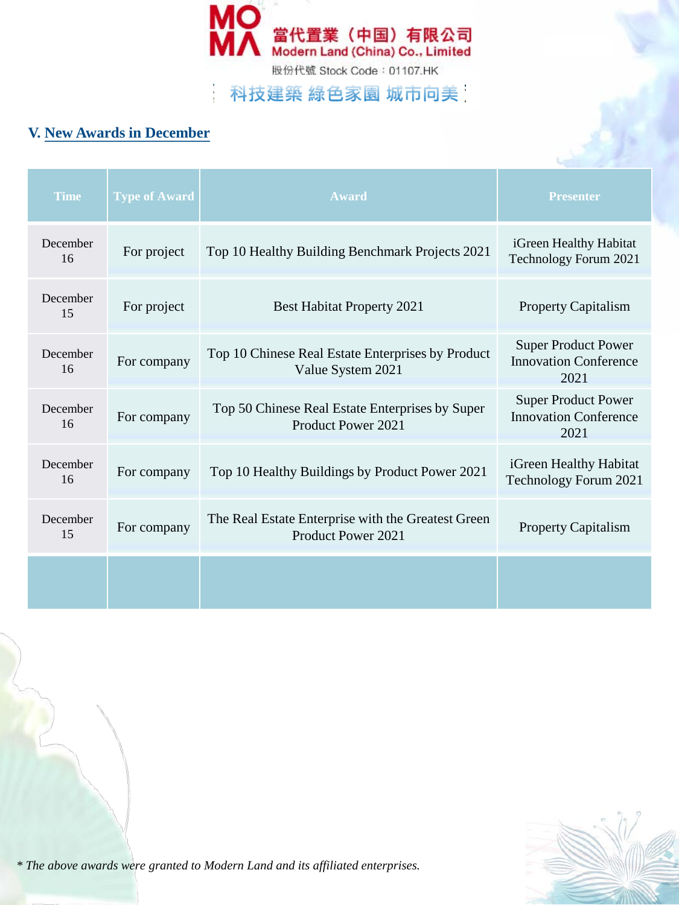## V. New Awards in December

| Time | Type of Award | Award | Presenter |
|---|---|---|---|
| December 16 | For project | Top 10 Healthy Building Benchmark Projects 2021 | iGreen Healthy Habitat Technology Forum 2021 |
| December 15 | For project | Best Habitat Property 2021 | Property Capitalism |
| December 16 | For company | Top 10 Chinese Real Estate Enterprises by Product Value System 2021 | Super Product Power Innovation Conference 2021 |
| December 16 | For company | Top 50 Chinese Real Estate Enterprises by Super Product Power 2021 | Super Product Power Innovation Conference 2021 |
| December 16 | For company | Top 10 Healthy Buildings by Product Power 2021 | iGreen Healthy Habitat Technology Forum 2021 |
| December 15 | For company | The Real Estate Enterprise with the Greatest Green Product Power 2021 | Property Capitalism |
| | | | |

*\* The above awards were granted to Modern Land and its affiliated enterprises.*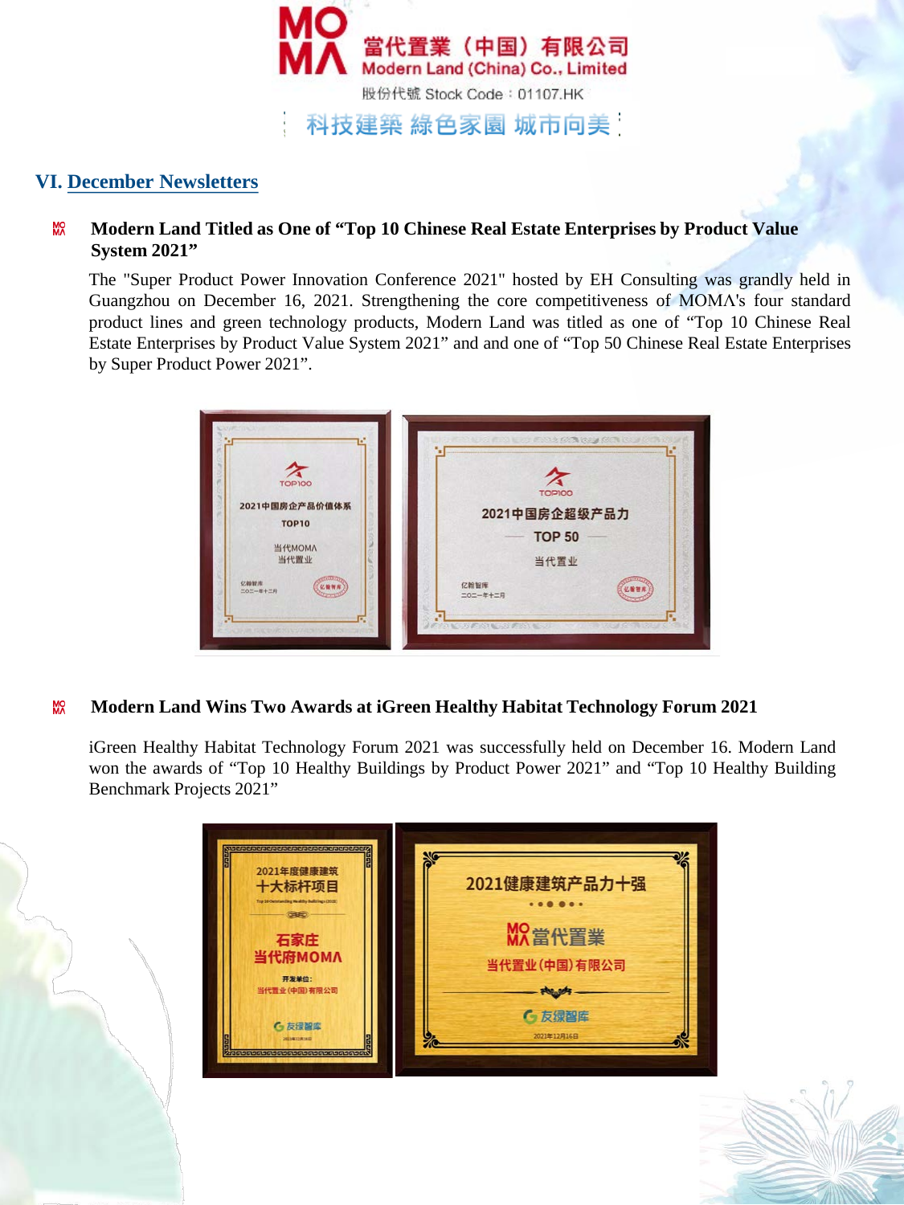## VI. December Newsletters

### Modern Land Titled as One of "Top 10 Chinese Real Estate Enterprises by Product Value System 2021"

The "Super Product Power Innovation Conference 2021" hosted by EH Consulting was grandly held in Guangzhou on December 16, 2021. Strengthening the core competitiveness of MOMΛ's four standard product lines and green technology products, Modern Land was titled as one of "Top 10 Chinese Real Estate Enterprises by Product Value System 2021" and and one of "Top 50 Chinese Real Estate Enterprises by Super Product Power 2021".

### Modern Land Wins Two Awards at iGreen Healthy Habitat Technology Forum 2021

iGreen Healthy Habitat Technology Forum 2021 was successfully held on December 16. Modern Land won the awards of "Top 10 Healthy Buildings by Product Power 2021" and "Top 10 Healthy Building Benchmark Projects 2021"